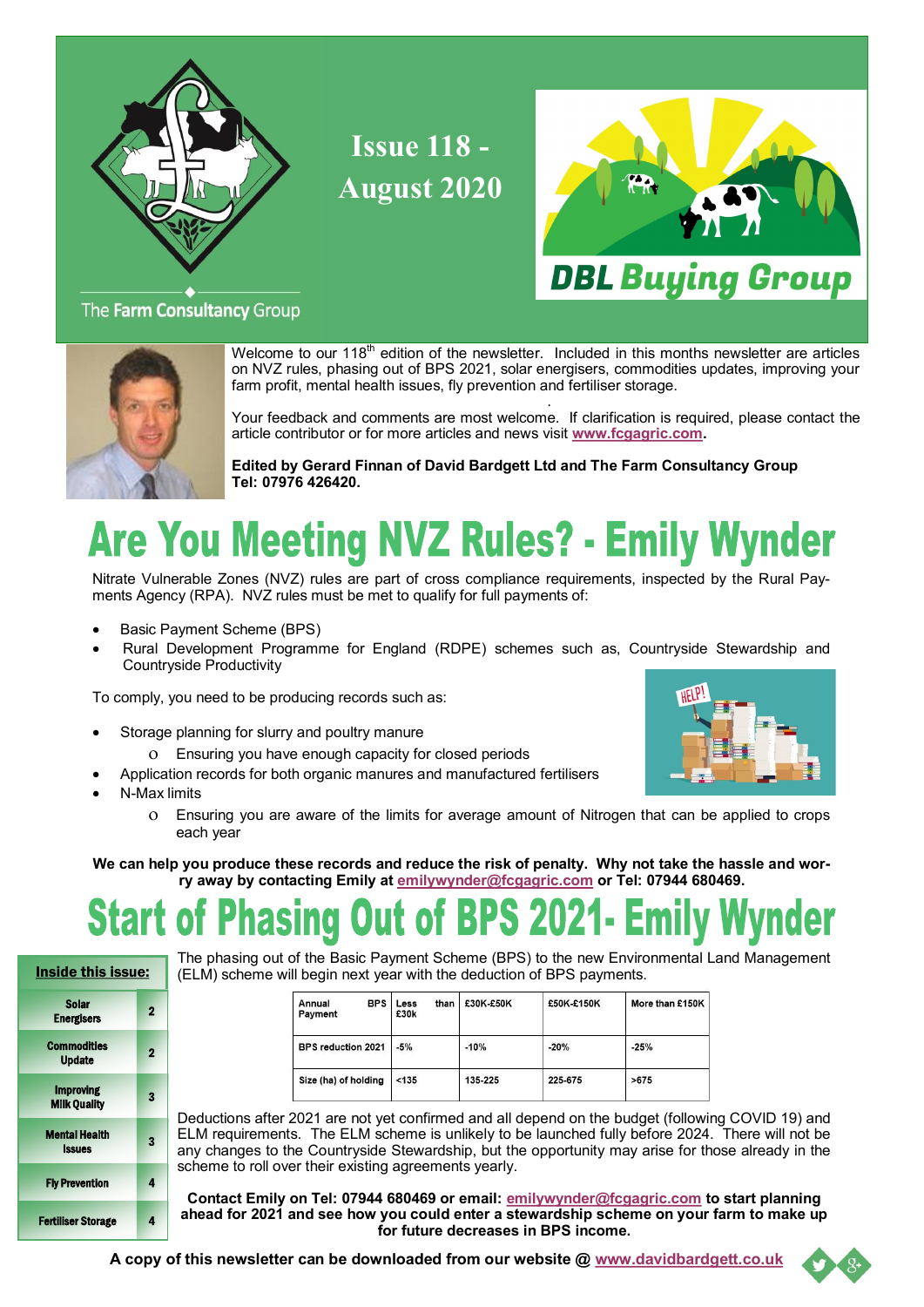Issue 118 - August 2020

The Farm Consultancy Group

DBL Buying Group

Welcome to our 118th edition of the newsletter. Included in this months newsletter are articles on NVZ rules, phasing out of BPS 2021, solar energisers, commodities updates, improving your farm profit, mental health issues, fly prevention and fertiliser storage.

Your feedback and comments are most welcome. If clarification is required, please contact the article contributor or for more articles and news visit **www.fcgagric.com.**

**Edited by Gerard Finnan of David Bardgett Ltd and The Farm Consultancy Group**
**Tel: 07976 426420.**

# Are You Meeting NVZ Rules? - Emily Wynder

Nitrate Vulnerable Zones (NVZ) rules are part of cross compliance requirements, inspected by the Rural Payments Agency (RPA). NVZ rules must be met to qualify for full payments of:

- Basic Payment Scheme (BPS)
- Rural Development Programme for England (RDPE) schemes such as, Countryside Stewardship and Countryside Productivity

To comply, you need to be producing records such as:

- Storage planning for slurry and poultry manure
  - Ensuring you have enough capacity for closed periods
- Application records for both organic manures and manufactured fertilisers
- N-Max limits
  - Ensuring you are aware of the limits for average amount of Nitrogen that can be applied to crops each year

**We can help you produce these records and reduce the risk of penalty. Why not take the hassle and worry away by contacting Emily at emilywynder@fcgagric.com or Tel: 07944 680469.**

# Start of Phasing Out of BPS 2021- Emily Wynder

The phasing out of the Basic Payment Scheme (BPS) to the new Environmental Land Management (ELM) scheme will begin next year with the deduction of BPS payments.

| Annual BPS Payment | Less than £30k | £30K-£50K | £50K-£150K | More than £150K |
|---|---|---|---|---|
| BPS reduction 2021 | -5% | -10% | -20% | -25% |
| Size (ha) of holding | <135 | 135-225 | 225-675 | >675 |

Deductions after 2021 are not yet confirmed and all depend on the budget (following COVID 19) and ELM requirements. The ELM scheme is unlikely to be launched fully before 2024. There will not be any changes to the Countryside Stewardship, but the opportunity may arise for those already in the scheme to roll over their existing agreements yearly.

**Contact Emily on Tel: 07944 680469 or email: emilywynder@fcgagric.com to start planning ahead for 2021 and see how you could enter a stewardship scheme on your farm to make up for future decreases in BPS income.**

**Inside this issue:**

| | |
|---|---|
| Solar Energisers | 2 |
| Commodities Update | 2 |
| Improving Milk Quality | 3 |
| Mental Health Issues | 3 |
| Fly Prevention | 4 |
| Fertiliser Storage | 4 |

**A copy of this newsletter can be downloaded from our website @ www.davidbardgett.co.uk**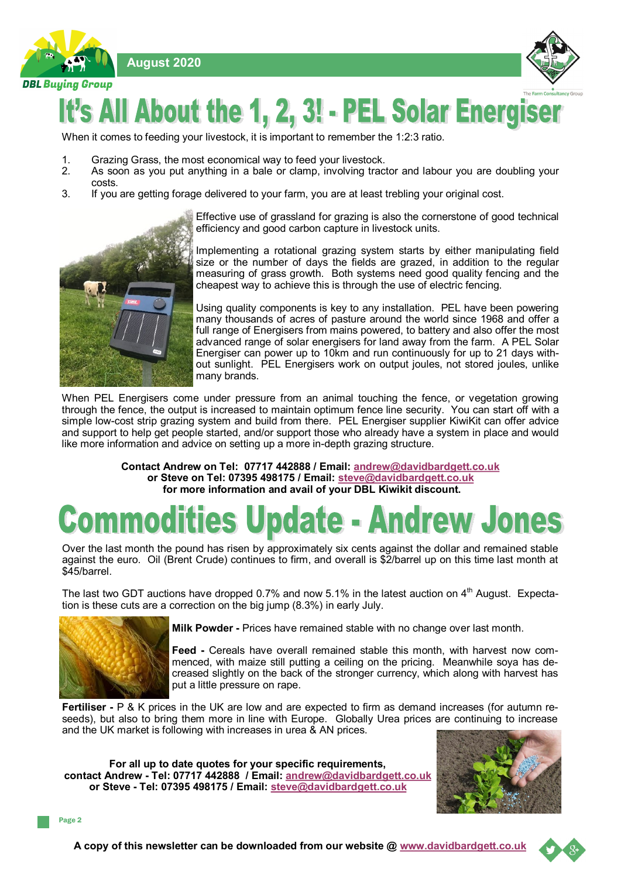# It's All About the 1, 2, 3! - PEL Solar Energiser

When it comes to feeding your livestock, it is important to remember the 1:2:3 ratio.

1. Grazing Grass, the most economical way to feed your livestock.
2. As soon as you put anything in a bale or clamp, involving tractor and labour you are doubling your costs.
3. If you are getting forage delivered to your farm, you are at least trebling your original cost.

Effective use of grassland for grazing is also the cornerstone of good technical efficiency and good carbon capture in livestock units.

Implementing a rotational grazing system starts by either manipulating field size or the number of days the fields are grazed, in addition to the regular measuring of grass growth. Both systems need good quality fencing and the cheapest way to achieve this is through the use of electric fencing.

Using quality components is key to any installation. PEL have been powering many thousands of acres of pasture around the world since 1968 and offer a full range of Energisers from mains powered, to battery and also offer the most advanced range of solar energisers for land away from the farm. A PEL Solar Energiser can power up to 10km and run continuously for up to 21 days without sunlight. PEL Energisers work on output joules, not stored joules, unlike many brands.

When PEL Energisers come under pressure from an animal touching the fence, or vegetation growing through the fence, the output is increased to maintain optimum fence line security. You can start off with a simple low-cost strip grazing system and build from there. PEL Energiser supplier KiwiKit can offer advice and support to help get people started, and/or support those who already have a system in place and would like more information and advice on setting up a more in-depth grazing structure.

**Contact Andrew on Tel: 07717 442888 / Email: andrew@davidbardgett.co.uk**
**or Steve on Tel: 07395 498175 / Email: steve@davidbardgett.co.uk**
**for more information and avail of your DBL Kiwikit discount.**

# Commodities Update - Andrew Jones

Over the last month the pound has risen by approximately six cents against the dollar and remained stable against the euro. Oil (Brent Crude) continues to firm, and overall is $2/barrel up on this time last month at $45/barrel.

The last two GDT auctions have dropped 0.7% and now 5.1% in the latest auction on 4th August. Expectation is these cuts are a correction on the big jump (8.3%) in early July.

**Milk Powder -** Prices have remained stable with no change over last month.

**Feed -** Cereals have overall remained stable this month, with harvest now commenced, with maize still putting a ceiling on the pricing. Meanwhile soya has decreased slightly on the back of the stronger currency, which along with harvest has put a little pressure on rape.

**Fertiliser -** P & K prices in the UK are low and are expected to firm as demand increases (for autumn reseeds), but also to bring them more in line with Europe. Globally Urea prices are continuing to increase and the UK market is following with increases in urea & AN prices.

**For all up to date quotes for your specific requirements,**
**contact Andrew - Tel: 07717 442888 / Email: andrew@davidbardgett.co.uk**
**or Steve - Tel: 07395 498175 / Email: steve@davidbardgett.co.uk**

**A copy of this newsletter can be downloaded from our website @ www.davidbardgett.co.uk**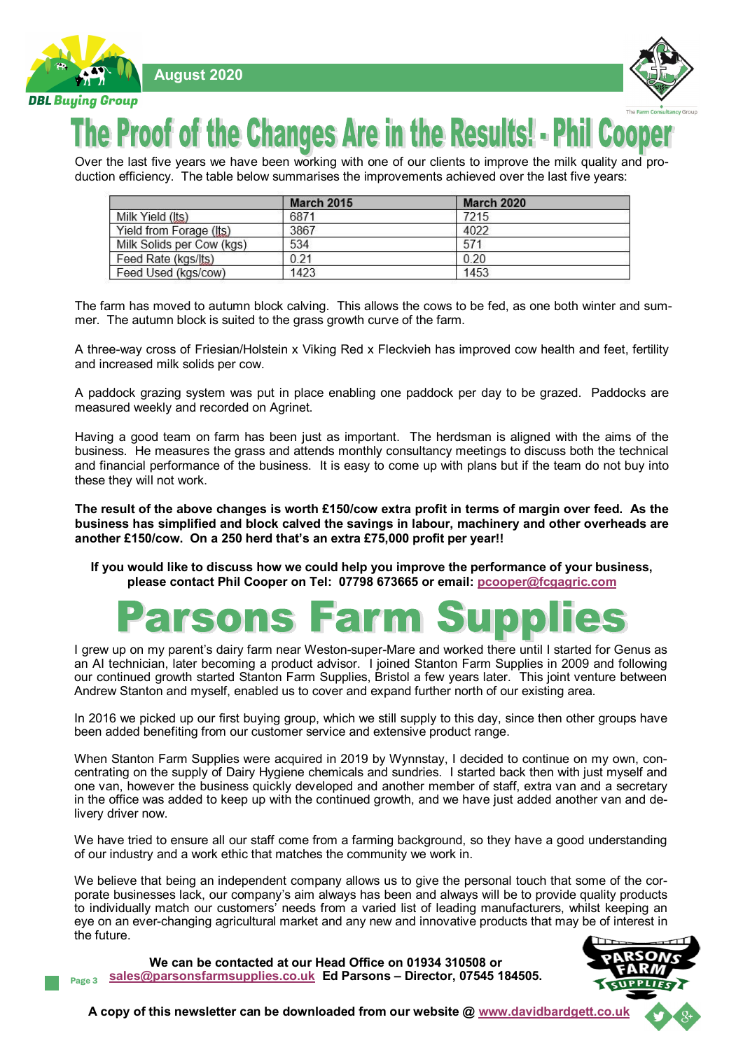# The Proof of the Changes Are in the Results! - Phil Cooper

Over the last five years we have been working with one of our clients to improve the milk quality and production efficiency. The table below summarises the improvements achieved over the last five years:

| | March 2015 | March 2020 |
|---|---|---|
| Milk Yield (lts) | 6871 | 7215 |
| Yield from Forage (lts) | 3867 | 4022 |
| Milk Solids per Cow (kgs) | 534 | 571 |
| Feed Rate (kgs/lts) | 0.21 | 0.20 |
| Feed Used (kgs/cow) | 1423 | 1453 |

The farm has moved to autumn block calving. This allows the cows to be fed, as one both winter and summer. The autumn block is suited to the grass growth curve of the farm.

A three-way cross of Friesian/Holstein x Viking Red x Fleckvieh has improved cow health and feet, fertility and increased milk solids per cow.

A paddock grazing system was put in place enabling one paddock per day to be grazed. Paddocks are measured weekly and recorded on Agrinet.

Having a good team on farm has been just as important. The herdsman is aligned with the aims of the business. He measures the grass and attends monthly consultancy meetings to discuss both the technical and financial performance of the business. It is easy to come up with plans but if the team do not buy into these they will not work.

**The result of the above changes is worth £150/cow extra profit in terms of margin over feed. As the business has simplified and block calved the savings in labour, machinery and other overheads are another £150/cow. On a 250 herd that's an extra £75,000 profit per year!!**

**If you would like to discuss how we could help you improve the performance of your business, please contact Phil Cooper on Tel: 07798 673665 or email: pcooper@fcgagric.com**

# Parsons Farm Supplies

I grew up on my parent's dairy farm near Weston-super-Mare and worked there until I started for Genus as an AI technician, later becoming a product advisor. I joined Stanton Farm Supplies in 2009 and following our continued growth started Stanton Farm Supplies, Bristol a few years later. This joint venture between Andrew Stanton and myself, enabled us to cover and expand further north of our existing area.

In 2016 we picked up our first buying group, which we still supply to this day, since then other groups have been added benefiting from our customer service and extensive product range.

When Stanton Farm Supplies were acquired in 2019 by Wynnstay, I decided to continue on my own, concentrating on the supply of Dairy Hygiene chemicals and sundries. I started back then with just myself and one van, however the business quickly developed and another member of staff, extra van and a secretary in the office was added to keep up with the continued growth, and we have just added another van and delivery driver now.

We have tried to ensure all our staff come from a farming background, so they have a good understanding of our industry and a work ethic that matches the community we work in.

We believe that being an independent company allows us to give the personal touch that some of the corporate businesses lack, our company's aim always has been and always will be to provide quality products to individually match our customers' needs from a varied list of leading manufacturers, whilst keeping an eye on an ever-changing agricultural market and any new and innovative products that may be of interest in the future.

**We can be contacted at our Head Office on 01934 310508 or sales@parsonsfarmsupplies.co.uk Ed Parsons – Director, 07545 184505.**

**A copy of this newsletter can be downloaded from our website @ www.davidbardgett.co.uk**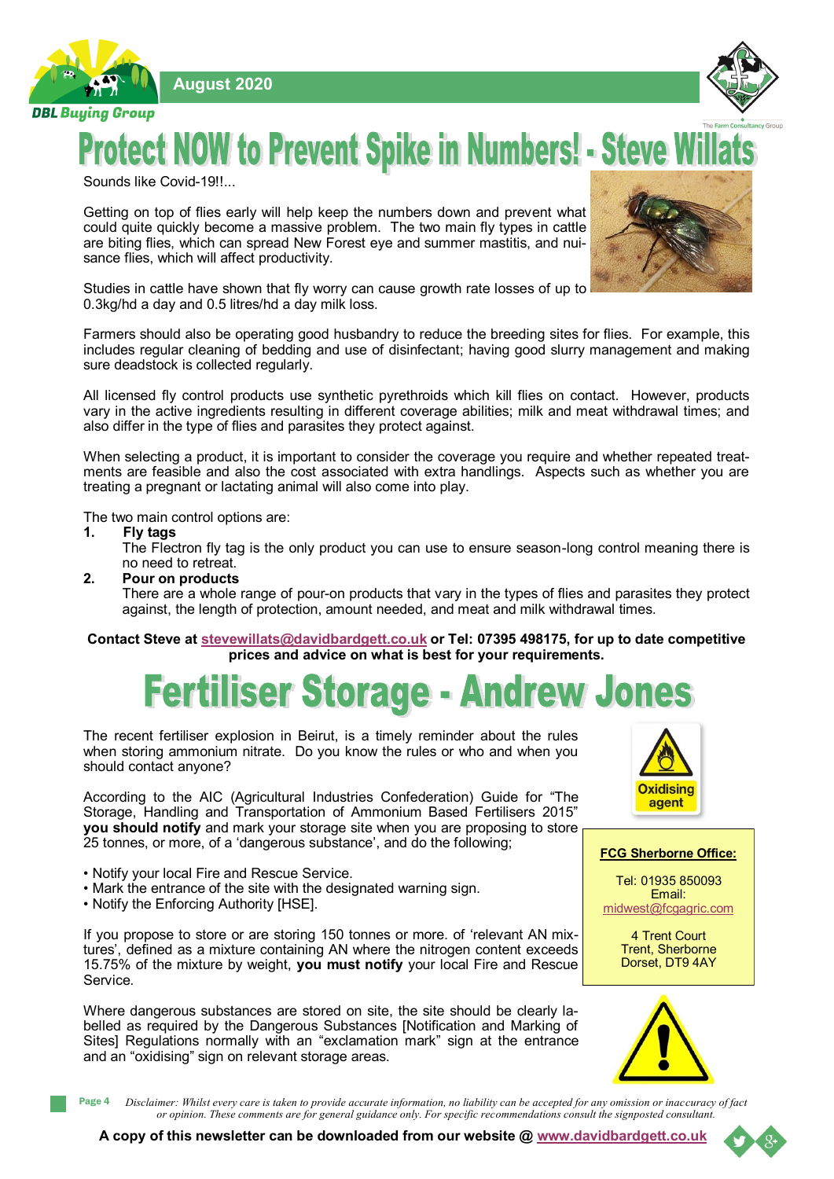August 2020

# Protect NOW to Prevent Spike in Numbers! - Steve Willats

Sounds like Covid-19!!...

Getting on top of flies early will help keep the numbers down and prevent what could quite quickly become a massive problem. The two main fly types in cattle are biting flies, which can spread New Forest eye and summer mastitis, and nuisance flies, which will affect productivity.

Studies in cattle have shown that fly worry can cause growth rate losses of up to 0.3kg/hd a day and 0.5 litres/hd a day milk loss.

Farmers should also be operating good husbandry to reduce the breeding sites for flies. For example, this includes regular cleaning of bedding and use of disinfectant; having good slurry management and making sure deadstock is collected regularly.

All licensed fly control products use synthetic pyrethroids which kill flies on contact. However, products vary in the active ingredients resulting in different coverage abilities; milk and meat withdrawal times; and also differ in the type of flies and parasites they protect against.

When selecting a product, it is important to consider the coverage you require and whether repeated treatments are feasible and also the cost associated with extra handlings. Aspects such as whether you are treating a pregnant or lactating animal will also come into play.

The two main control options are:

1. **Fly tags**
   The Flectron fly tag is the only product you can use to ensure season-long control meaning there is no need to retreat.
2. **Pour on products**
   There are a whole range of pour-on products that vary in the types of flies and parasites they protect against, the length of protection, amount needed, and meat and milk withdrawal times.

**Contact Steve at stevewillats@davidbardgett.co.uk or Tel: 07395 498175, for up to date competitive prices and advice on what is best for your requirements.**

# Fertiliser Storage - Andrew Jones

The recent fertiliser explosion in Beirut, is a timely reminder about the rules when storing ammonium nitrate. Do you know the rules or who and when you should contact anyone?

According to the AIC (Agricultural Industries Confederation) Guide for "The Storage, Handling and Transportation of Ammonium Based Fertilisers 2015" **you should notify** and mark your storage site when you are proposing to store 25 tonnes, or more, of a 'dangerous substance', and do the following;

- Notify your local Fire and Rescue Service.
- Mark the entrance of the site with the designated warning sign.
- Notify the Enforcing Authority [HSE].

If you propose to store or are storing 150 tonnes or more. of 'relevant AN mixtures', defined as a mixture containing AN where the nitrogen content exceeds 15.75% of the mixture by weight, **you must notify** your local Fire and Rescue Service.

Where dangerous substances are stored on site, the site should be clearly labelled as required by the Dangerous Substances [Notification and Marking of Sites] Regulations normally with an "exclamation mark" sign at the entrance and an "oxidising" sign on relevant storage areas.

Oxidising agent

**FCG Sherborne Office:**

Tel: 01935 850093
Email: midwest@fcgagric.com

4 Trent Court
Trent, Sherborne
Dorset, DT9 4AY

*Disclaimer: Whilst every care is taken to provide accurate information, no liability can be accepted for any omission or inaccuracy of fact or opinion. These comments are for general guidance only. For specific recommendations consult the signposted consultant.*

**A copy of this newsletter can be downloaded from our website @ www.davidbardgett.co.uk**